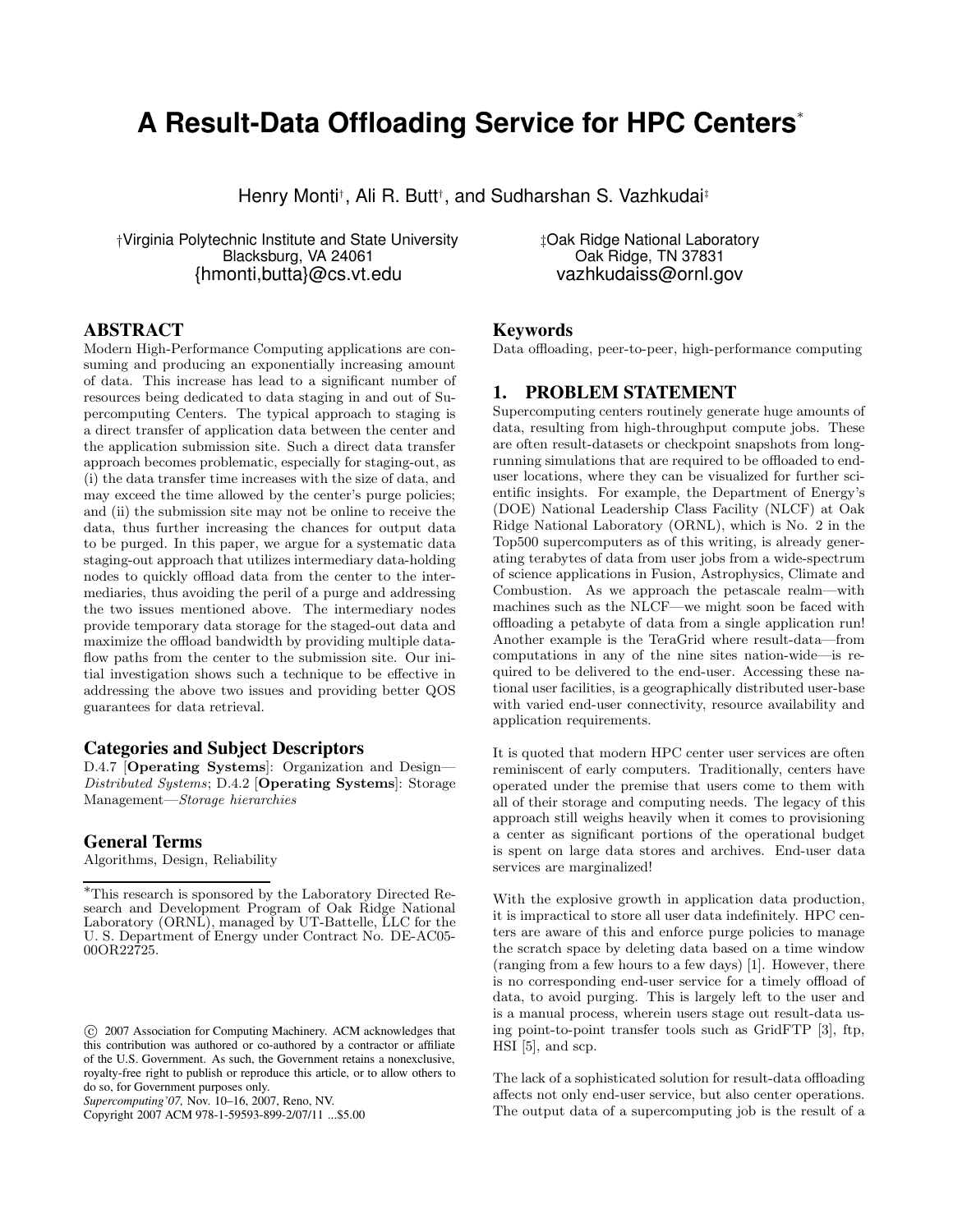# A Result-Data Offloading Service for HPC Centers*

Henry Monti†, Ali R. Butt†, and Sudharshan S. Vazhkudai‡

†Virginia Polytechnic Institute and State University
Blacksburg, VA 24061
{hmonti,butta}@cs.vt.edu

‡Oak Ridge National Laboratory
Oak Ridge, TN 37831
vazhkudaiss@ornl.gov

## ABSTRACT

Modern High-Performance Computing applications are consuming and producing an exponentially increasing amount of data. This increase has lead to a significant number of resources being dedicated to data staging in and out of Supercomputing Centers. The typical approach to staging is a direct transfer of application data between the center and the application submission site. Such a direct data transfer approach becomes problematic, especially for staging-out, as (i) the data transfer time increases with the size of data, and may exceed the time allowed by the center's purge policies; and (ii) the submission site may not be online to receive the data, thus further increasing the chances for output data to be purged. In this paper, we argue for a systematic data staging-out approach that utilizes intermediary data-holding nodes to quickly offload data from the center to the intermediaries, thus avoiding the peril of a purge and addressing the two issues mentioned above. The intermediary nodes provide temporary data storage for the staged-out data and maximize the offload bandwidth by providing multiple dataflow paths from the center to the submission site. Our initial investigation shows such a technique to be effective in addressing the above two issues and providing better QOS guarantees for data retrieval.

### Categories and Subject Descriptors

D.4.7 [**Operating Systems**]: Organization and Design—*Distributed Systems*; D.4.2 [**Operating Systems**]: Storage Management—*Storage hierarchies*

### General Terms

Algorithms, Design, Reliability

*This research is sponsored by the Laboratory Directed Research and Development Program of Oak Ridge National Laboratory (ORNL), managed by UT-Battelle, LLC for the U. S. Department of Energy under Contract No. DE-AC05-00OR22725.

© 2007 Association for Computing Machinery. ACM acknowledges that this contribution was authored or co-authored by a contractor or affiliate of the U.S. Government. As such, the Government retains a nonexclusive, royalty-free right to publish or reproduce this article, or to allow others to do so, for Government purposes only.
*Supercomputing'07,* Nov. 10–16, 2007, Reno, NV.
Copyright 2007 ACM 978-1-59593-899-2/07/11 ...$5.00

### Keywords

Data offloading, peer-to-peer, high-performance computing

## 1. PROBLEM STATEMENT

Supercomputing centers routinely generate huge amounts of data, resulting from high-throughput compute jobs. These are often result-datasets or checkpoint snapshots from long-running simulations that are required to be offloaded to end-user locations, where they can be visualized for further scientific insights. For example, the Department of Energy's (DOE) National Leadership Class Facility (NLCF) at Oak Ridge National Laboratory (ORNL), which is No. 2 in the Top500 supercomputers as of this writing, is already generating terabytes of data from user jobs from a wide-spectrum of science applications in Fusion, Astrophysics, Climate and Combustion. As we approach the petascale realm—with machines such as the NLCF—we might soon be faced with offloading a petabyte of data from a single application run! Another example is the TeraGrid where result-data—from computations in any of the nine sites nation-wide—is required to be delivered to the end-user. Accessing these national user facilities, is a geographically distributed user-base with varied end-user connectivity, resource availability and application requirements.

It is quoted that modern HPC center user services are often reminiscent of early computers. Traditionally, centers have operated under the premise that users come to them with all of their storage and computing needs. The legacy of this approach still weighs heavily when it comes to provisioning a center as significant portions of the operational budget is spent on large data stores and archives. End-user data services are marginalized!

With the explosive growth in application data production, it is impractical to store all user data indefinitely. HPC centers are aware of this and enforce purge policies to manage the scratch space by deleting data based on a time window (ranging from a few hours to a few days) [1]. However, there is no corresponding end-user service for a timely offload of data, to avoid purging. This is largely left to the user and is a manual process, wherein users stage out result-data using point-to-point transfer tools such as GridFTP [3], ftp, HSI [5], and scp.

The lack of a sophisticated solution for result-data offloading affects not only end-user service, but also center operations. The output data of a supercomputing job is the result of a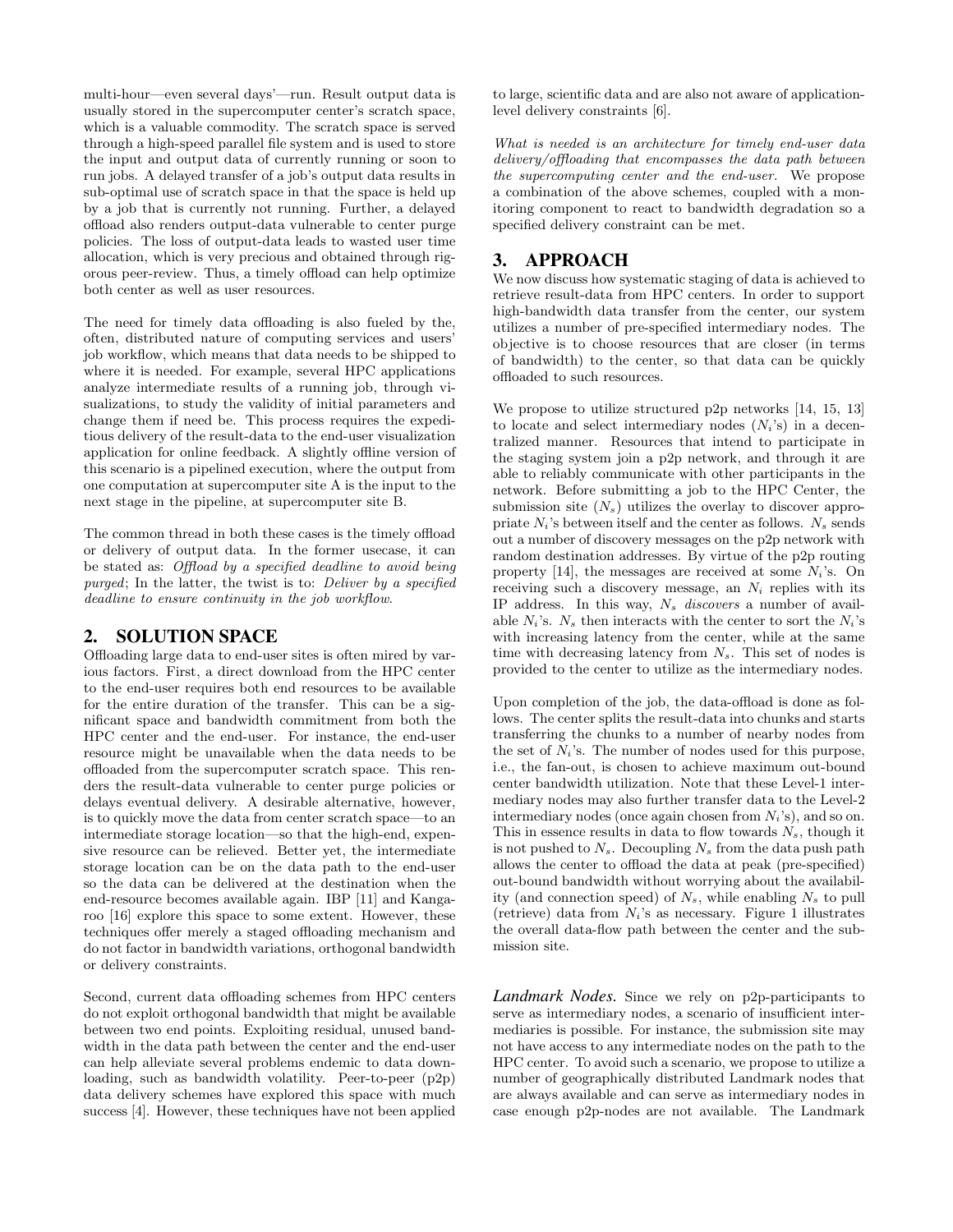multi-hour—even several days'—run. Result output data is usually stored in the supercomputer center's scratch space, which is a valuable commodity. The scratch space is served through a high-speed parallel file system and is used to store the input and output data of currently running or soon to run jobs. A delayed transfer of a job's output data results in sub-optimal use of scratch space in that the space is held up by a job that is currently not running. Further, a delayed offload also renders output-data vulnerable to center purge policies. The loss of output-data leads to wasted user time allocation, which is very precious and obtained through rigorous peer-review. Thus, a timely offload can help optimize both center as well as user resources.

The need for timely data offloading is also fueled by the, often, distributed nature of computing services and users' job workflow, which means that data needs to be shipped to where it is needed. For example, several HPC applications analyze intermediate results of a running job, through visualizations, to study the validity of initial parameters and change them if need be. This process requires the expeditious delivery of the result-data to the end-user visualization application for online feedback. A slightly offline version of this scenario is a pipelined execution, where the output from one computation at supercomputer site A is the input to the next stage in the pipeline, at supercomputer site B.

The common thread in both these cases is the timely offload or delivery of output data. In the former usecase, it can be stated as: *Offload by a specified deadline to avoid being purged*; In the latter, the twist is to: *Deliver by a specified deadline to ensure continuity in the job workflow.*

## 2. SOLUTION SPACE

Offloading large data to end-user sites is often mired by various factors. First, a direct download from the HPC center to the end-user requires both end resources to be available for the entire duration of the transfer. This can be a significant space and bandwidth commitment from both the HPC center and the end-user. For instance, the end-user resource might be unavailable when the data needs to be offloaded from the supercomputer scratch space. This renders the result-data vulnerable to center purge policies or delays eventual delivery. A desirable alternative, however, is to quickly move the data from center scratch space—to an intermediate storage location—so that the high-end, expensive resource can be relieved. Better yet, the intermediate storage location can be on the data path to the end-user so the data can be delivered at the destination when the end-resource becomes available again. IBP [11] and Kangaroo [16] explore this space to some extent. However, these techniques offer merely a staged offloading mechanism and do not factor in bandwidth variations, orthogonal bandwidth or delivery constraints.

Second, current data offloading schemes from HPC centers do not exploit orthogonal bandwidth that might be available between two end points. Exploiting residual, unused bandwidth in the data path between the center and the end-user can help alleviate several problems endemic to data downloading, such as bandwidth volatility. Peer-to-peer (p2p) data delivery schemes have explored this space with much success [4]. However, these techniques have not been applied to large, scientific data and are also not aware of application-level delivery constraints [6].

*What is needed is an architecture for timely end-user data delivery/offloading that encompasses the data path between the supercomputing center and the end-user.* We propose a combination of the above schemes, coupled with a monitoring component to react to bandwidth degradation so a specified delivery constraint can be met.

## 3. APPROACH

We now discuss how systematic staging of data is achieved to retrieve result-data from HPC centers. In order to support high-bandwidth data transfer from the center, our system utilizes a number of pre-specified intermediary nodes. The objective is to choose resources that are closer (in terms of bandwidth) to the center, so that data can be quickly offloaded to such resources.

We propose to utilize structured p2p networks [14, 15, 13] to locate and select intermediary nodes ($N_i$'s) in a decentralized manner. Resources that intend to participate in the staging system join a p2p network, and through it are able to reliably communicate with other participants in the network. Before submitting a job to the HPC Center, the submission site ($N_s$) utilizes the overlay to discover appropriate $N_i$'s between itself and the center as follows. $N_s$ sends out a number of discovery messages on the p2p network with random destination addresses. By virtue of the p2p routing property [14], the messages are received at some $N_i$'s. On receiving such a discovery message, an $N_i$ replies with its IP address. In this way, $N_s$ *discovers* a number of available $N_i$'s. $N_s$ then interacts with the center to sort the $N_i$'s with increasing latency from the center, while at the same time with decreasing latency from $N_s$. This set of nodes is provided to the center to utilize as the intermediary nodes.

Upon completion of the job, the data-offload is done as follows. The center splits the result-data into chunks and starts transferring the chunks to a number of nearby nodes from the set of $N_i$'s. The number of nodes used for this purpose, i.e., the fan-out, is chosen to achieve maximum out-bound center bandwidth utilization. Note that these Level-1 intermediary nodes may also further transfer data to the Level-2 intermediary nodes (once again chosen from $N_i$'s), and so on. This in essence results in data to flow towards $N_s$, though it is not pushed to $N_s$. Decoupling $N_s$ from the data push path allows the center to offload the data at peak (pre-specified) out-bound bandwidth without worrying about the availability (and connection speed) of $N_s$, while enabling $N_s$ to pull (retrieve) data from $N_i$'s as necessary. Figure 1 illustrates the overall data-flow path between the center and the submission site.

***Landmark Nodes.*** Since we rely on p2p-participants to serve as intermediary nodes, a scenario of insufficient intermediaries is possible. For instance, the submission site may not have access to any intermediate nodes on the path to the HPC center. To avoid such a scenario, we propose to utilize a number of geographically distributed Landmark nodes that are always available and can serve as intermediary nodes in case enough p2p-nodes are not available. The Landmark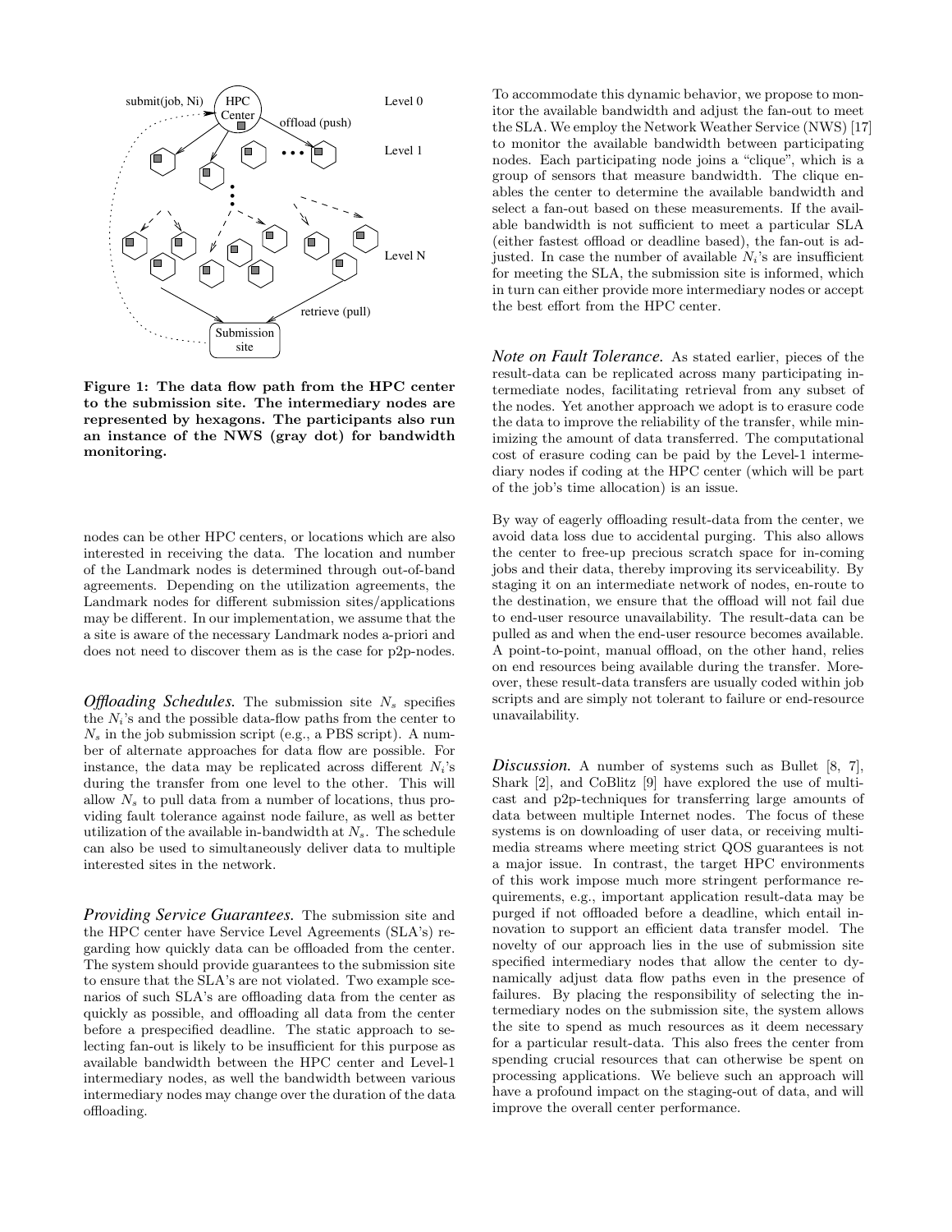submit(job, Ni)

HPC Center

Level 0

offload (push)

Level 1

Level N

retrieve (pull)

Submission site

**Figure 1: The data flow path from the HPC center to the submission site. The intermediary nodes are represented by hexagons. The participants also run an instance of the NWS (gray dot) for bandwidth monitoring.**

nodes can be other HPC centers, or locations which are also interested in receiving the data. The location and number of the Landmark nodes is determined through out-of-band agreements. Depending on the utilization agreements, the Landmark nodes for different submission sites/applications may be different. In our implementation, we assume that the a site is aware of the necessary Landmark nodes a-priori and does not need to discover them as is the case for p2p-nodes.

***Offloading Schedules.*** The submission site $N_s$ specifies the $N_i$'s and the possible data-flow paths from the center to $N_s$ in the job submission script (e.g., a PBS script). A number of alternate approaches for data flow are possible. For instance, the data may be replicated across different $N_i$'s during the transfer from one level to the other. This will allow $N_s$ to pull data from a number of locations, thus providing fault tolerance against node failure, as well as better utilization of the available in-bandwidth at $N_s$. The schedule can also be used to simultaneously deliver data to multiple interested sites in the network.

***Providing Service Guarantees.*** The submission site and the HPC center have Service Level Agreements (SLA's) regarding how quickly data can be offloaded from the center. The system should provide guarantees to the submission site to ensure that the SLA's are not violated. Two example scenarios of such SLA's are offloading data from the center as quickly as possible, and offloading all data from the center before a prespecified deadline. The static approach to selecting fan-out is likely to be insufficient for this purpose as available bandwidth between the HPC center and Level-1 intermediary nodes, as well the bandwidth between various intermediary nodes may change over the duration of the data offloading.

To accommodate this dynamic behavior, we propose to monitor the available bandwidth and adjust the fan-out to meet the SLA. We employ the Network Weather Service (NWS) [17] to monitor the available bandwidth between participating nodes. Each participating node joins a "clique", which is a group of sensors that measure bandwidth. The clique enables the center to determine the available bandwidth and select a fan-out based on these measurements. If the available bandwidth is not sufficient to meet a particular SLA (either fastest offload or deadline based), the fan-out is adjusted. In case the number of available $N_i$'s are insufficient for meeting the SLA, the submission site is informed, which in turn can either provide more intermediary nodes or accept the best effort from the HPC center.

***Note on Fault Tolerance.*** As stated earlier, pieces of the result-data can be replicated across many participating intermediate nodes, facilitating retrieval from any subset of the nodes. Yet another approach we adopt is to erasure code the data to improve the reliability of the transfer, while minimizing the amount of data transferred. The computational cost of erasure coding can be paid by the Level-1 intermediary nodes if coding at the HPC center (which will be part of the job's time allocation) is an issue.

By way of eagerly offloading result-data from the center, we avoid data loss due to accidental purging. This also allows the center to free-up precious scratch space for in-coming jobs and their data, thereby improving its serviceability. By staging it on an intermediate network of nodes, en-route to the destination, we ensure that the offload will not fail due to end-user resource unavailability. The result-data can be pulled as and when the end-user resource becomes available. A point-to-point, manual offload, on the other hand, relies on end resources being available during the transfer. Moreover, these result-data transfers are usually coded within job scripts and are simply not tolerant to failure or end-resource unavailability.

***Discussion.*** A number of systems such as Bullet [8, 7], Shark [2], and CoBlitz [9] have explored the use of multicast and p2p-techniques for transferring large amounts of data between multiple Internet nodes. The focus of these systems is on downloading of user data, or receiving multimedia streams where meeting strict QOS guarantees is not a major issue. In contrast, the target HPC environments of this work impose much more stringent performance requirements, e.g., important application result-data may be purged if not offloaded before a deadline, which entail innovation to support an efficient data transfer model. The novelty of our approach lies in the use of submission site specified intermediary nodes that allow the center to dynamically adjust data flow paths even in the presence of failures. By placing the responsibility of selecting the intermediary nodes on the submission site, the system allows the site to spend as much resources as it deem necessary for a particular result-data. This also frees the center from spending crucial resources that can otherwise be spent on processing applications. We believe such an approach will have a profound impact on the staging-out of data, and will improve the overall center performance.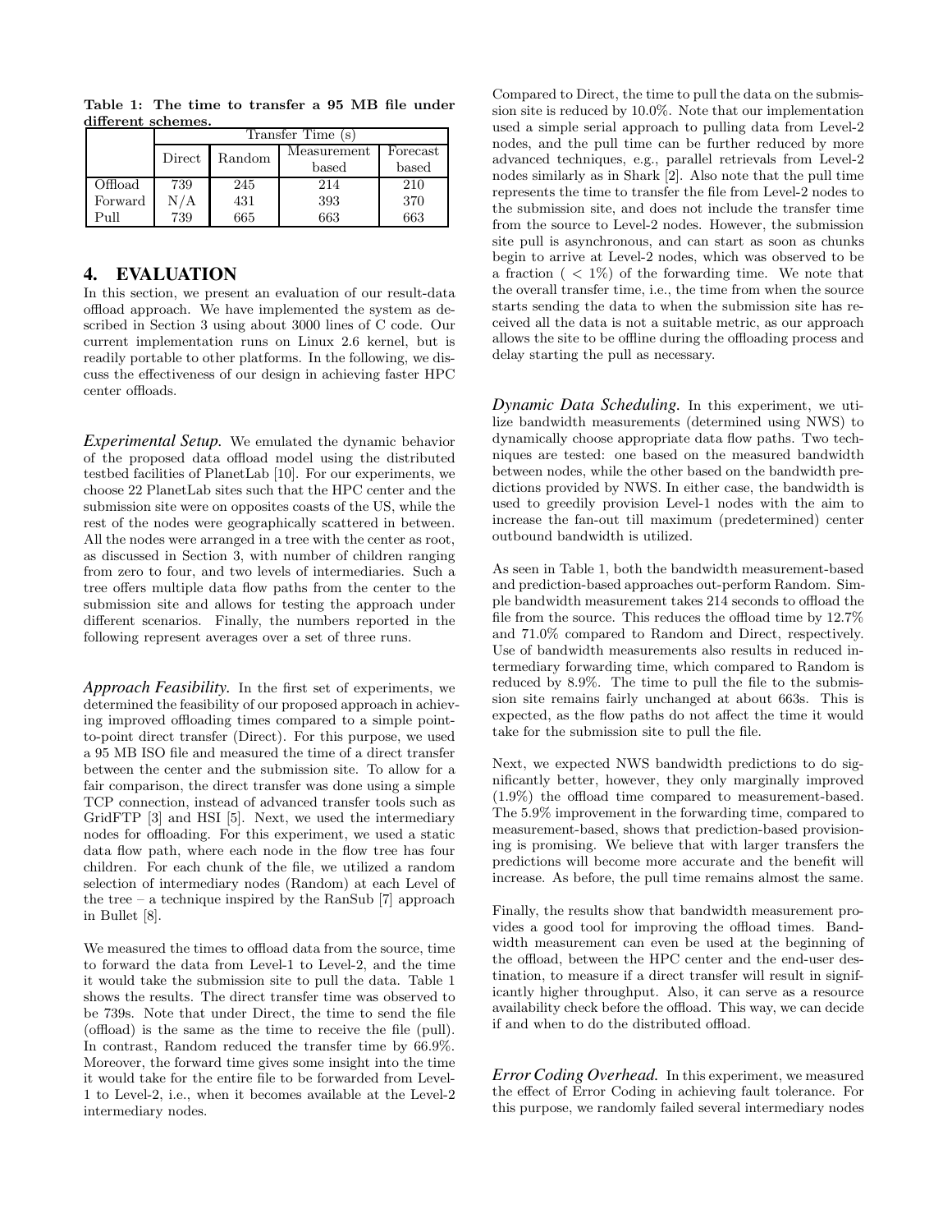**Table 1: The time to transfer a 95 MB file under different schemes.**

| | Transfer Time (s) | | | |
|---|---|---|---|---|
| | Direct | Random | Measurement based | Forecast based |
| Offload | 739 | 245 | 214 | 210 |
| Forward | N/A | 431 | 393 | 370 |
| Pull | 739 | 665 | 663 | 663 |

# 4. EVALUATION

In this section, we present an evaluation of our result-data offload approach. We have implemented the system as described in Section 3 using about 3000 lines of C code. Our current implementation runs on Linux 2.6 kernel, but is readily portable to other platforms. In the following, we discuss the effectiveness of our design in achieving faster HPC center offloads.

***Experimental Setup.*** We emulated the dynamic behavior of the proposed data offload model using the distributed testbed facilities of PlanetLab [10]. For our experiments, we choose 22 PlanetLab sites such that the HPC center and the submission site were on opposites coasts of the US, while the rest of the nodes were geographically scattered in between. All the nodes were arranged in a tree with the center as root, as discussed in Section 3, with number of children ranging from zero to four, and two levels of intermediaries. Such a tree offers multiple data flow paths from the center to the submission site and allows for testing the approach under different scenarios. Finally, the numbers reported in the following represent averages over a set of three runs.

***Approach Feasibility.*** In the first set of experiments, we determined the feasibility of our proposed approach in achieving improved offloading times compared to a simple point-to-point direct transfer (Direct). For this purpose, we used a 95 MB ISO file and measured the time of a direct transfer between the center and the submission site. To allow for a fair comparison, the direct transfer was done using a simple TCP connection, instead of advanced transfer tools such as GridFTP [3] and HSI [5]. Next, we used the intermediary nodes for offloading. For this experiment, we used a static data flow path, where each node in the flow tree has four children. For each chunk of the file, we utilized a random selection of intermediary nodes (Random) at each Level of the tree – a technique inspired by the RanSub [7] approach in Bullet [8].

We measured the times to offload data from the source, time to forward the data from Level-1 to Level-2, and the time it would take the submission site to pull the data. Table 1 shows the results. The direct transfer time was observed to be 739s. Note that under Direct, the time to send the file (offload) is the same as the time to receive the file (pull). In contrast, Random reduced the transfer time by 66.9%. Moreover, the forward time gives some insight into the time it would take for the entire file to be forwarded from Level-1 to Level-2, i.e., when it becomes available at the Level-2 intermediary nodes.

Compared to Direct, the time to pull the data on the submission site is reduced by 10.0%. Note that our implementation used a simple serial approach to pulling data from Level-2 nodes, and the pull time can be further reduced by more advanced techniques, e.g., parallel retrievals from Level-2 nodes similarly as in Shark [2]. Also note that the pull time represents the time to transfer the file from Level-2 nodes to the submission site, and does not include the transfer time from the source to Level-2 nodes. However, the submission site pull is asynchronous, and can start as soon as chunks begin to arrive at Level-2 nodes, which was observed to be a fraction ( $< 1\%$) of the forwarding time. We note that the overall transfer time, i.e., the time from when the source starts sending the data to when the submission site has received all the data is not a suitable metric, as our approach allows the site to be offline during the offloading process and delay starting the pull as necessary.

***Dynamic Data Scheduling.*** In this experiment, we utilize bandwidth measurements (determined using NWS) to dynamically choose appropriate data flow paths. Two techniques are tested: one based on the measured bandwidth between nodes, while the other based on the bandwidth predictions provided by NWS. In either case, the bandwidth is used to greedily provision Level-1 nodes with the aim to increase the fan-out till maximum (predetermined) center outbound bandwidth is utilized.

As seen in Table 1, both the bandwidth measurement-based and prediction-based approaches out-perform Random. Simple bandwidth measurement takes 214 seconds to offload the file from the source. This reduces the offload time by 12.7% and 71.0% compared to Random and Direct, respectively. Use of bandwidth measurements also results in reduced intermediary forwarding time, which compared to Random is reduced by 8.9%. The time to pull the file to the submission site remains fairly unchanged at about 663s. This is expected, as the flow paths do not affect the time it would take for the submission site to pull the file.

Next, we expected NWS bandwidth predictions to do significantly better, however, they only marginally improved (1.9%) the offload time compared to measurement-based. The 5.9% improvement in the forwarding time, compared to measurement-based, shows that prediction-based provisioning is promising. We believe that with larger transfers the predictions will become more accurate and the benefit will increase. As before, the pull time remains almost the same.

Finally, the results show that bandwidth measurement provides a good tool for improving the offload times. Bandwidth measurement can even be used at the beginning of the offload, between the HPC center and the end-user destination, to measure if a direct transfer will result in significantly higher throughput. Also, it can serve as a resource availability check before the offload. This way, we can decide if and when to do the distributed offload.

***Error Coding Overhead.*** In this experiment, we measured the effect of Error Coding in achieving fault tolerance. For this purpose, we randomly failed several intermediary nodes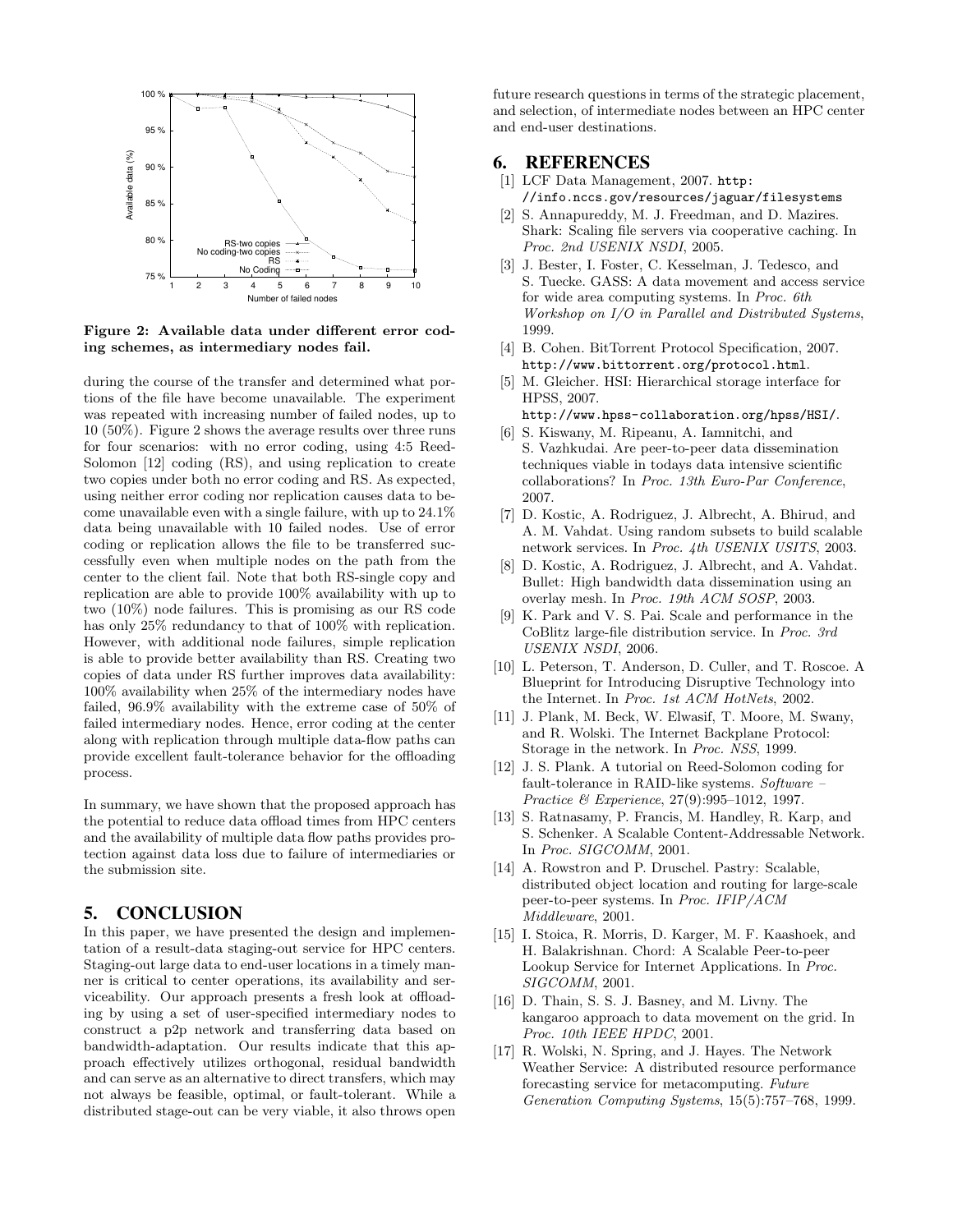100 %
95 %
90 %
85 %
80 %
75 %
Available data (%)
1 2 3 4 5 6 7 8 9 10
Number of failed nodes
RS-two copies
No coding-two copies
RS
No Coding

**Figure 2: Available data under different error coding schemes, as intermediary nodes fail.**

during the course of the transfer and determined what portions of the file have become unavailable. The experiment was repeated with increasing number of failed nodes, up to 10 (50%). Figure 2 shows the average results over three runs for four scenarios: with no error coding, using 4:5 Reed-Solomon [12] coding (RS), and using replication to create two copies under both no error coding and RS. As expected, using neither error coding nor replication causes data to become unavailable even with a single failure, with up to 24.1% data being unavailable with 10 failed nodes. Use of error coding or replication allows the file to be transferred successfully even when multiple nodes on the path from the center to the client fail. Note that both RS-single copy and replication are able to provide 100% availability with up to two (10%) node failures. This is promising as our RS code has only 25% redundancy to that of 100% with replication. However, with additional node failures, simple replication is able to provide better availability than RS. Creating two copies of data under RS further improves data availability: 100% availability when 25% of the intermediary nodes have failed, 96.9% availability with the extreme case of 50% of failed intermediary nodes. Hence, error coding at the center along with replication through multiple data-flow paths can provide excellent fault-tolerance behavior for the offloading process.

In summary, we have shown that the proposed approach has the potential to reduce data offload times from HPC centers and the availability of multiple data flow paths provides protection against data loss due to failure of intermediaries or the submission site.

## 5. CONCLUSION

In this paper, we have presented the design and implementation of a result-data staging-out service for HPC centers. Staging-out large data to end-user locations in a timely manner is critical to center operations, its availability and serviceability. Our approach presents a fresh look at offloading by using a set of user-specified intermediary nodes to construct a p2p network and transferring data based on bandwidth-adaptation. Our results indicate that this approach effectively utilizes orthogonal, residual bandwidth and can serve as an alternative to direct transfers, which may not always be feasible, optimal, or fault-tolerant. While a distributed stage-out can be very viable, it also throws open future research questions in terms of the strategic placement, and selection, of intermediate nodes between an HPC center and end-user destinations.

## 6. REFERENCES

[1] LCF Data Management, 2007. http://info.nccs.gov/resources/jaguar/filesystems

[2] S. Annapureddy, M. J. Freedman, and D. Mazires. Shark: Scaling file servers via cooperative caching. In *Proc. 2nd USENIX NSDI*, 2005.

[3] J. Bester, I. Foster, C. Kesselman, J. Tedesco, and S. Tuecke. GASS: A data movement and access service for wide area computing systems. In *Proc. 6th Workshop on I/O in Parallel and Distributed Systems*, 1999.

[4] B. Cohen. BitTorrent Protocol Specification, 2007. http://www.bittorrent.org/protocol.html.

[5] M. Gleicher. HSI: Hierarchical storage interface for HPSS, 2007. http://www.hpss-collaboration.org/hpss/HSI/.

[6] S. Kiswany, M. Ripeanu, A. Iamnitchi, and S. Vazhkudai. Are peer-to-peer data dissemination techniques viable in todays data intensive scientific collaborations? In *Proc. 13th Euro-Par Conference*, 2007.

[7] D. Kostic, A. Rodriguez, J. Albrecht, A. Bhirud, and A. M. Vahdat. Using random subsets to build scalable network services. In *Proc. 4th USENIX USITS*, 2003.

[8] D. Kostic, A. Rodriguez, J. Albrecht, and A. Vahdat. Bullet: High bandwidth data dissemination using an overlay mesh. In *Proc. 19th ACM SOSP*, 2003.

[9] K. Park and V. S. Pai. Scale and performance in the CoBlitz large-file distribution service. In *Proc. 3rd USENIX NSDI*, 2006.

[10] L. Peterson, T. Anderson, D. Culler, and T. Roscoe. A Blueprint for Introducing Disruptive Technology into the Internet. In *Proc. 1st ACM HotNets*, 2002.

[11] J. Plank, M. Beck, W. Elwasif, T. Moore, M. Swany, and R. Wolski. The Internet Backplane Protocol: Storage in the network. In *Proc. NSS*, 1999.

[12] J. S. Plank. A tutorial on Reed-Solomon coding for fault-tolerance in RAID-like systems. *Software – Practice & Experience*, 27(9):995–1012, 1997.

[13] S. Ratnasamy, P. Francis, M. Handley, R. Karp, and S. Schenker. A Scalable Content-Addressable Network. In *Proc. SIGCOMM*, 2001.

[14] A. Rowstron and P. Druschel. Pastry: Scalable, distributed object location and routing for large-scale peer-to-peer systems. In *Proc. IFIP/ACM Middleware*, 2001.

[15] I. Stoica, R. Morris, D. Karger, M. F. Kaashoek, and H. Balakrishnan. Chord: A Scalable Peer-to-peer Lookup Service for Internet Applications. In *Proc. SIGCOMM*, 2001.

[16] D. Thain, S. S. J. Basney, and M. Livny. The kangaroo approach to data movement on the grid. In *Proc. 10th IEEE HPDC*, 2001.

[17] R. Wolski, N. Spring, and J. Hayes. The Network Weather Service: A distributed resource performance forecasting service for metacomputing. *Future Generation Computing Systems*, 15(5):757–768, 1999.